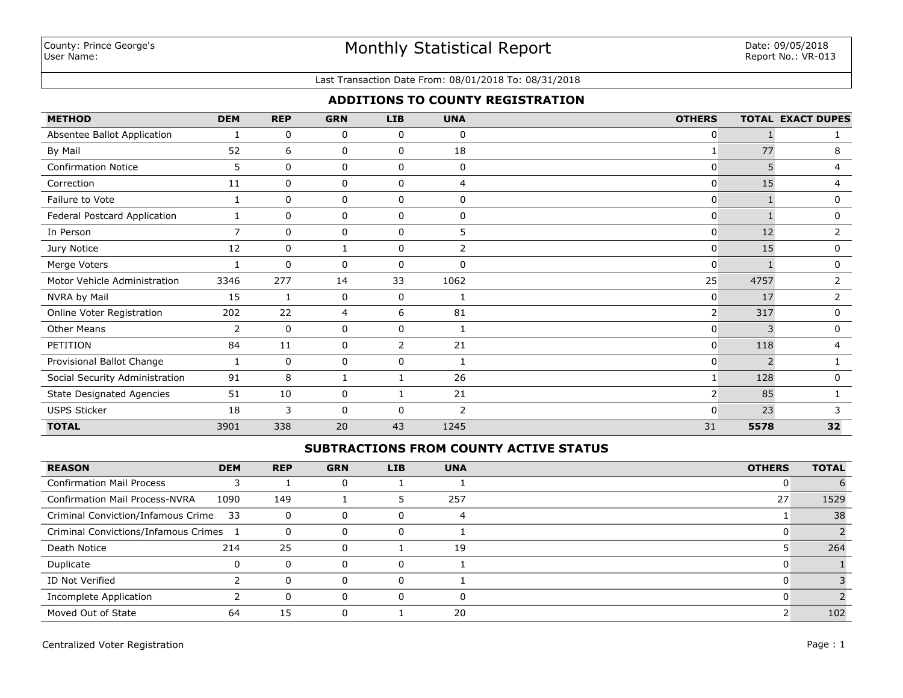County: Prince George's
User Name:

# Monthly Statistical Report

Date: 09/05/2018
Report No.: VR-013

Last Transaction Date From: 08/01/2018 To: 08/31/2018

## ADDITIONS TO COUNTY REGISTRATION

| METHOD | DEM | REP | GRN | LIB | UNA | OTHERS | TOTAL | EXACT DUPES |
|---|---|---|---|---|---|---|---|---|
| Absentee Ballot Application | 1 | 0 | 0 | 0 | 0 | 0 | 1 | 1 |
| By Mail | 52 | 6 | 0 | 0 | 18 | 1 | 77 | 8 |
| Confirmation Notice | 5 | 0 | 0 | 0 | 0 | 0 | 5 | 4 |
| Correction | 11 | 0 | 0 | 0 | 4 | 0 | 15 | 4 |
| Failure to Vote | 1 | 0 | 0 | 0 | 0 | 0 | 1 | 0 |
| Federal Postcard Application | 1 | 0 | 0 | 0 | 0 | 0 | 1 | 0 |
| In Person | 7 | 0 | 0 | 0 | 5 | 0 | 12 | 2 |
| Jury Notice | 12 | 0 | 1 | 0 | 2 | 0 | 15 | 0 |
| Merge Voters | 1 | 0 | 0 | 0 | 0 | 0 | 1 | 0 |
| Motor Vehicle Administration | 3346 | 277 | 14 | 33 | 1062 | 25 | 4757 | 2 |
| NVRA by Mail | 15 | 1 | 0 | 0 | 1 | 0 | 17 | 2 |
| Online Voter Registration | 202 | 22 | 4 | 6 | 81 | 2 | 317 | 0 |
| Other Means | 2 | 0 | 0 | 0 | 1 | 0 | 3 | 0 |
| PETITION | 84 | 11 | 0 | 2 | 21 | 0 | 118 | 4 |
| Provisional Ballot Change | 1 | 0 | 0 | 0 | 1 | 0 | 2 | 1 |
| Social Security Administration | 91 | 8 | 1 | 1 | 26 | 1 | 128 | 0 |
| State Designated Agencies | 51 | 10 | 0 | 1 | 21 | 2 | 85 | 1 |
| USPS Sticker | 18 | 3 | 0 | 0 | 2 | 0 | 23 | 3 |
| **TOTAL** | 3901 | 338 | 20 | 43 | 1245 | 31 | **5578** | **32** |

## SUBTRACTIONS FROM COUNTY ACTIVE STATUS

| REASON | DEM | REP | GRN | LIB | UNA | OTHERS | TOTAL |
|---|---|---|---|---|---|---|---|
| Confirmation Mail Process | 3 | 1 | 0 | 1 | 1 | 0 | 6 |
| Confirmation Mail Process-NVRA | 1090 | 149 | 1 | 5 | 257 | 27 | 1529 |
| Criminal Conviction/Infamous Crime | 33 | 0 | 0 | 0 | 4 | 1 | 38 |
| Criminal Convictions/Infamous Crimes | 1 | 0 | 0 | 0 | 1 | 0 | 2 |
| Death Notice | 214 | 25 | 0 | 1 | 19 | 5 | 264 |
| Duplicate | 0 | 0 | 0 | 0 | 1 | 0 | 1 |
| ID Not Verified | 2 | 0 | 0 | 0 | 1 | 0 | 3 |
| Incomplete Application | 2 | 0 | 0 | 0 | 0 | 0 | 2 |
| Moved Out of State | 64 | 15 | 0 | 1 | 20 | 2 | 102 |

Centralized Voter Registration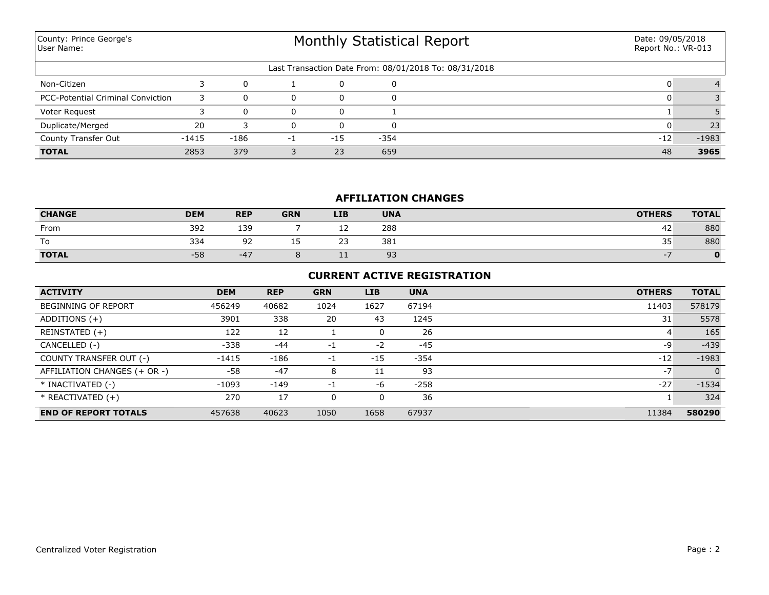County: Prince George's
User Name:

# Monthly Statistical Report

Date: 09/05/2018
Report No.: VR-013

Last Transaction Date From: 08/01/2018 To: 08/31/2018

| | | | | | | | |
|---|---|---|---|---|---|---|---|
| Non-Citizen | 3 | 0 | 1 | 0 | 0 | 0 | 4 |
| PCC-Potential Criminal Conviction | 3 | 0 | 0 | 0 | 0 | 0 | 3 |
| Voter Request | 3 | 0 | 0 | 0 | 1 | 1 | 5 |
| Duplicate/Merged | 20 | 3 | 0 | 0 | 0 | 0 | 23 |
| County Transfer Out | -1415 | -186 | -1 | -15 | -354 | -12 | -1983 |
| **TOTAL** | 2853 | 379 | 3 | 23 | 659 | 48 | **3965** |

## AFFILIATION CHANGES

| CHANGE | DEM | REP | GRN | LIB | UNA | OTHERS | TOTAL |
|---|---|---|---|---|---|---|---|
| From | 392 | 139 | 7 | 12 | 288 | 42 | 880 |
| To | 334 | 92 | 15 | 23 | 381 | 35 | 880 |
| **TOTAL** | -58 | -47 | 8 | 11 | 93 | -7 | **0** |

## CURRENT ACTIVE REGISTRATION

| ACTIVITY | DEM | REP | GRN | LIB | UNA | OTHERS | TOTAL |
|---|---|---|---|---|---|---|---|
| BEGINNING OF REPORT | 456249 | 40682 | 1024 | 1627 | 67194 | 11403 | 578179 |
| ADDITIONS (+) | 3901 | 338 | 20 | 43 | 1245 | 31 | 5578 |
| REINSTATED (+) | 122 | 12 | 1 | 0 | 26 | 4 | 165 |
| CANCELLED (-) | -338 | -44 | -1 | -2 | -45 | -9 | -439 |
| COUNTY TRANSFER OUT (-) | -1415 | -186 | -1 | -15 | -354 | -12 | -1983 |
| AFFILIATION CHANGES (+ OR -) | -58 | -47 | 8 | 11 | 93 | -7 | 0 |
| * INACTIVATED (-) | -1093 | -149 | -1 | -6 | -258 | -27 | -1534 |
| * REACTIVATED (+) | 270 | 17 | 0 | 0 | 36 | 1 | 324 |
| **END OF REPORT TOTALS** | 457638 | 40623 | 1050 | 1658 | 67937 | 11384 | **580290** |

Centralized Voter Registration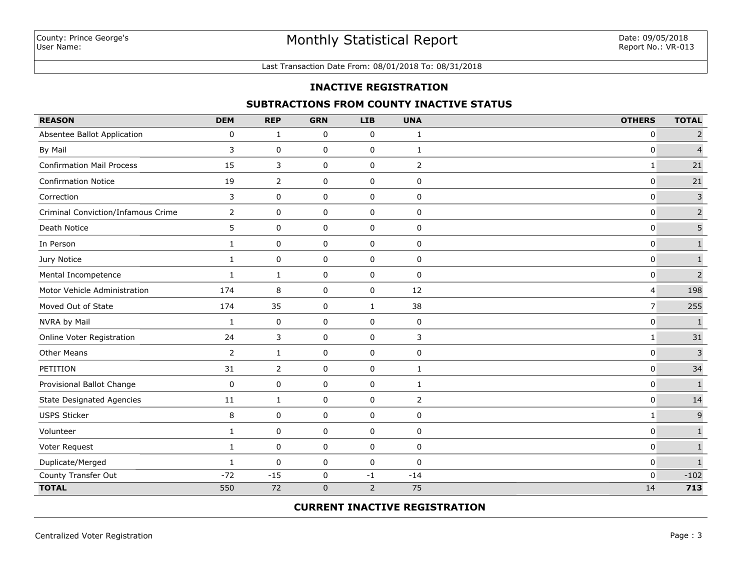County: Prince George's
User Name:

# Monthly Statistical Report

Date: 09/05/2018
Report No.: VR-013

Last Transaction Date From: 08/01/2018 To: 08/31/2018

## INACTIVE REGISTRATION

### SUBTRACTIONS FROM COUNTY INACTIVE STATUS

| REASON | DEM | REP | GRN | LIB | UNA | OTHERS | TOTAL |
|---|---|---|---|---|---|---|---|
| Absentee Ballot Application | 0 | 1 | 0 | 0 | 1 | 0 | 2 |
| By Mail | 3 | 0 | 0 | 0 | 1 | 0 | 4 |
| Confirmation Mail Process | 15 | 3 | 0 | 0 | 2 | 1 | 21 |
| Confirmation Notice | 19 | 2 | 0 | 0 | 0 | 0 | 21 |
| Correction | 3 | 0 | 0 | 0 | 0 | 0 | 3 |
| Criminal Conviction/Infamous Crime | 2 | 0 | 0 | 0 | 0 | 0 | 2 |
| Death Notice | 5 | 0 | 0 | 0 | 0 | 0 | 5 |
| In Person | 1 | 0 | 0 | 0 | 0 | 0 | 1 |
| Jury Notice | 1 | 0 | 0 | 0 | 0 | 0 | 1 |
| Mental Incompetence | 1 | 1 | 0 | 0 | 0 | 0 | 2 |
| Motor Vehicle Administration | 174 | 8 | 0 | 0 | 12 | 4 | 198 |
| Moved Out of State | 174 | 35 | 0 | 1 | 38 | 7 | 255 |
| NVRA by Mail | 1 | 0 | 0 | 0 | 0 | 0 | 1 |
| Online Voter Registration | 24 | 3 | 0 | 0 | 3 | 1 | 31 |
| Other Means | 2 | 1 | 0 | 0 | 0 | 0 | 3 |
| PETITION | 31 | 2 | 0 | 0 | 1 | 0 | 34 |
| Provisional Ballot Change | 0 | 0 | 0 | 0 | 1 | 0 | 1 |
| State Designated Agencies | 11 | 1 | 0 | 0 | 2 | 0 | 14 |
| USPS Sticker | 8 | 0 | 0 | 0 | 0 | 1 | 9 |
| Volunteer | 1 | 0 | 0 | 0 | 0 | 0 | 1 |
| Voter Request | 1 | 0 | 0 | 0 | 0 | 0 | 1 |
| Duplicate/Merged | 1 | 0 | 0 | 0 | 0 | 0 | 1 |
| County Transfer Out | -72 | -15 | 0 | -1 | -14 | 0 | -102 |
| **TOTAL** | 550 | 72 | 0 | 2 | 75 | 14 | **713** |

### CURRENT INACTIVE REGISTRATION

Centralized Voter Registration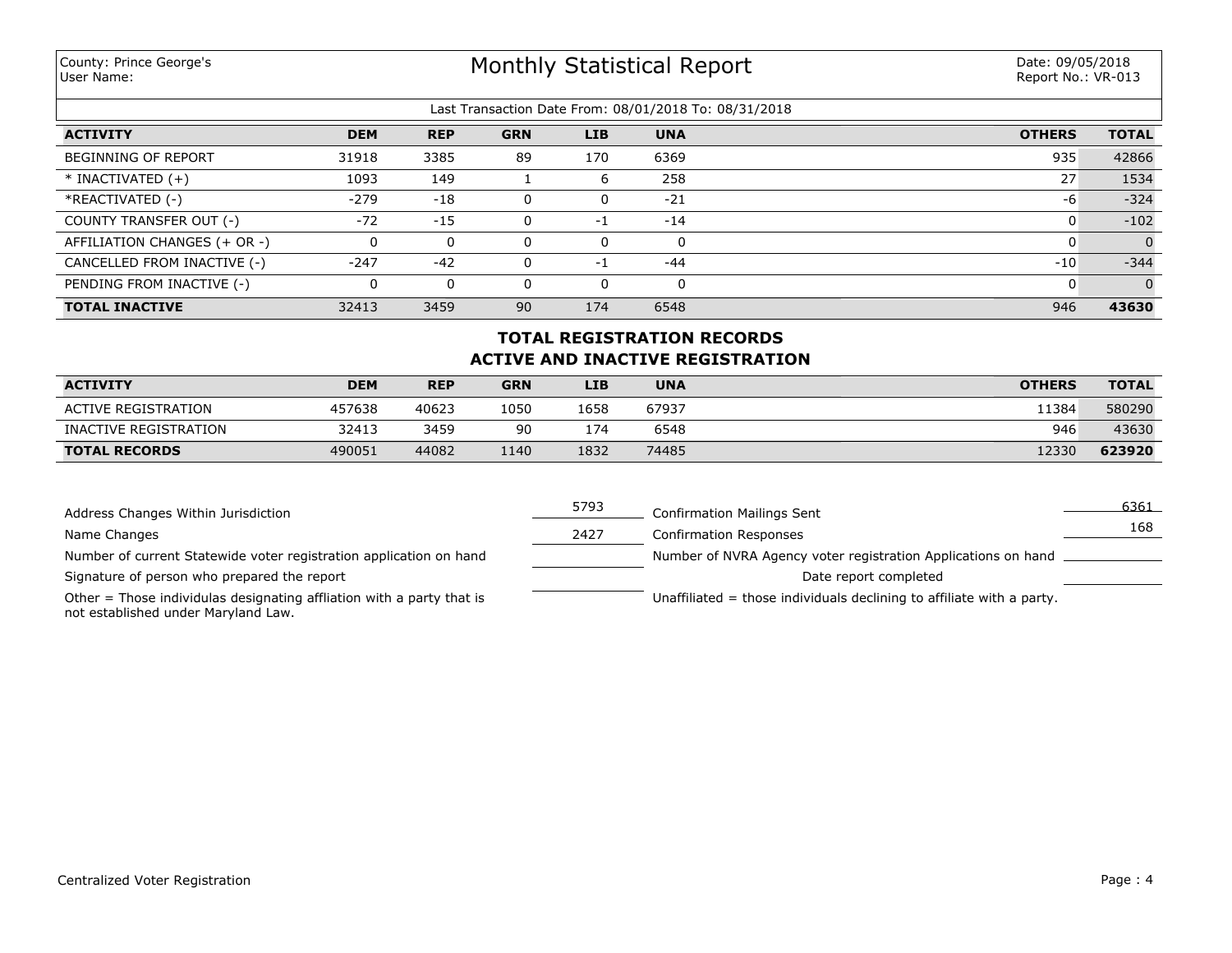County: Prince George's
User Name:

# Monthly Statistical Report

Date: 09/05/2018
Report No.: VR-013

Last Transaction Date From: 08/01/2018 To: 08/31/2018

| ACTIVITY | DEM | REP | GRN | LIB | UNA | OTHERS | TOTAL |
|---|---|---|---|---|---|---|---|
| BEGINNING OF REPORT | 31918 | 3385 | 89 | 170 | 6369 | 935 | 42866 |
| * INACTIVATED (+) | 1093 | 149 | 1 | 6 | 258 | 27 | 1534 |
| *REACTIVATED (-) | -279 | -18 | 0 | 0 | -21 | -6 | -324 |
| COUNTY TRANSFER OUT (-) | -72 | -15 | 0 | -1 | -14 | 0 | -102 |
| AFFILIATION CHANGES (+ OR -) | 0 | 0 | 0 | 0 | 0 | 0 | 0 |
| CANCELLED FROM INACTIVE (-) | -247 | -42 | 0 | -1 | -44 | -10 | -344 |
| PENDING FROM INACTIVE (-) | 0 | 0 | 0 | 0 | 0 | 0 | 0 |
| **TOTAL INACTIVE** | 32413 | 3459 | 90 | 174 | 6548 | 946 | **43630** |

## TOTAL REGISTRATION RECORDS
## ACTIVE AND INACTIVE REGISTRATION

| ACTIVITY | DEM | REP | GRN | LIB | UNA | OTHERS | TOTAL |
|---|---|---|---|---|---|---|---|
| ACTIVE REGISTRATION | 457638 | 40623 | 1050 | 1658 | 67937 | 11384 | 580290 |
| INACTIVE REGISTRATION | 32413 | 3459 | 90 | 174 | 6548 | 946 | 43630 |
| **TOTAL RECORDS** | 490051 | 44082 | 1140 | 1832 | 74485 | 12330 | **623920** |

| | | | |
|---|---|---|---|
| Address Changes Within Jurisdiction | 5793 | Confirmation Mailings Sent | 6361 |
| Name Changes | 2427 | Confirmation Responses | 168 |
| Number of current Statewide voter registration application on hand | | Number of NVRA Agency voter registration Applications on hand | |
| Signature of person who prepared the report | | Date report completed | |

Other = Those individulas designating affliation with a party that is not established under Maryland Law.

Unaffiliated = those individuals declining to affiliate with a party.

Centralized Voter Registration